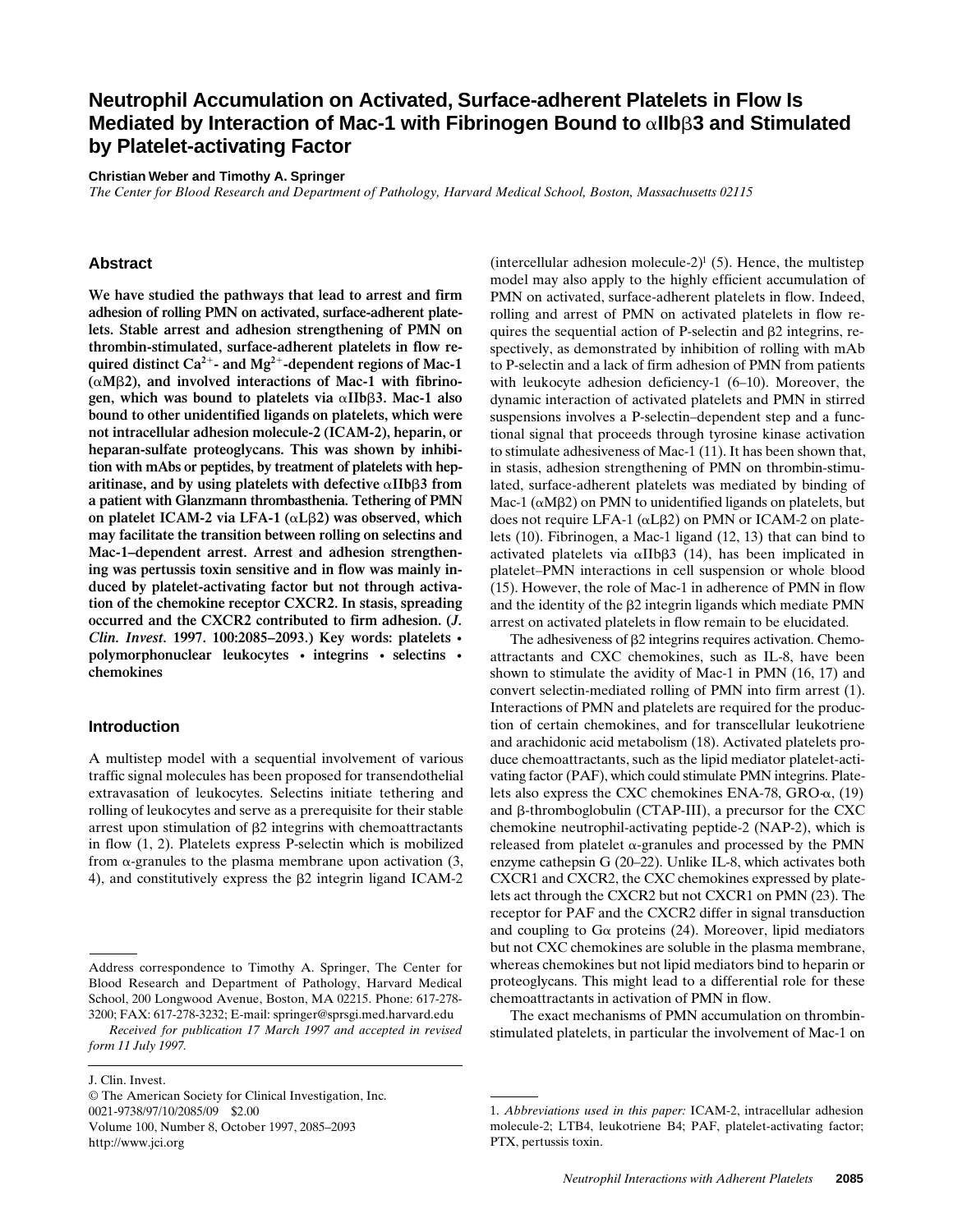# Neutrophil Accumulation on Activated, Surface-adherent Platelets in Flow Is Mediated by Interaction of Mac-1 with Fibrinogen Bound to αIIbβ3 and Stimulated by Platelet-activating Factor

**Christian Weber and Timothy A. Springer**

*The Center for Blood Research and Department of Pathology, Harvard Medical School, Boston, Massachusetts 02115*

## Abstract

**We have studied the pathways that lead to arrest and firm adhesion of rolling PMN on activated, surface-adherent platelets. Stable arrest and adhesion strengthening of PMN on thrombin-stimulated, surface-adherent platelets in flow required distinct $Ca^{2+}$- and $Mg^{2+}$-dependent regions of Mac-1 (αMβ2), and involved interactions of Mac-1 with fibrinogen, which was bound to platelets via αIIbβ3. Mac-1 also bound to other unidentified ligands on platelets, which were not intracellular adhesion molecule-2 (ICAM-2), heparin, or heparan-sulfate proteoglycans. This was shown by inhibition with mAbs or peptides, by treatment of platelets with heparitinase, and by using platelets with defective αIIbβ3 from a patient with Glanzmann thrombasthenia. Tethering of PMN on platelet ICAM-2 via LFA-1 (αLβ2) was observed, which may facilitate the transition between rolling on selectins and Mac-1–dependent arrest. Arrest and adhesion strengthening was pertussis toxin sensitive and in flow was mainly induced by platelet-activating factor but not through activation of the chemokine receptor CXCR2. In stasis, spreading occurred and the CXCR2 contributed to firm adhesion. (*J. Clin. Invest.* 1997. 100:2085–2093.) Key words: platelets • polymorphonuclear leukocytes • integrins • selectins • chemokines**

## Introduction

A multistep model with a sequential involvement of various traffic signal molecules has been proposed for transendothelial extravasation of leukocytes. Selectins initiate tethering and rolling of leukocytes and serve as a prerequisite for their stable arrest upon stimulation of β2 integrins with chemoattractants in flow (1, 2). Platelets express P-selectin which is mobilized from α-granules to the plasma membrane upon activation (3, 4), and constitutively express the β2 integrin ligand ICAM-2 (intercellular adhesion molecule-2)[1] (5). Hence, the multistep model may also apply to the highly efficient accumulation of PMN on activated, surface-adherent platelets in flow. Indeed, rolling and arrest of PMN on activated platelets in flow requires the sequential action of P-selectin and β2 integrins, respectively, as demonstrated by inhibition of rolling with mAb to P-selectin and a lack of firm adhesion of PMN from patients with leukocyte adhesion deficiency-1 (6–10). Moreover, the dynamic interaction of activated platelets and PMN in stirred suspensions involves a P-selectin–dependent step and a functional signal that proceeds through tyrosine kinase activation to stimulate adhesiveness of Mac-1 (11). It has been shown that, in stasis, adhesion strengthening of PMN on thrombin-stimulated, surface-adherent platelets was mediated by binding of Mac-1 (αMβ2) on PMN to unidentified ligands on platelets, but does not require LFA-1 (αLβ2) on PMN or ICAM-2 on platelets (10). Fibrinogen, a Mac-1 ligand (12, 13) that can bind to activated platelets via αIIbβ3 (14), has been implicated in platelet–PMN interactions in cell suspension or whole blood (15). However, the role of Mac-1 in adherence of PMN in flow and the identity of the β2 integrin ligands which mediate PMN arrest on activated platelets in flow remain to be elucidated.

The adhesiveness of β2 integrins requires activation. Chemoattractants and CXC chemokines, such as IL-8, have been shown to stimulate the avidity of Mac-1 in PMN (16, 17) and convert selectin-mediated rolling of PMN into firm arrest (1). Interactions of PMN and platelets are required for the production of certain chemokines, and for transcellular leukotriene and arachidonic acid metabolism (18). Activated platelets produce chemoattractants, such as the lipid mediator platelet-activating factor (PAF), which could stimulate PMN integrins. Platelets also express the CXC chemokines ENA-78, GRO-α, (19) and β-thromboglobulin (CTAP-III), a precursor for the CXC chemokine neutrophil-activating peptide-2 (NAP-2), which is released from platelet α-granules and processed by the PMN enzyme cathepsin G (20–22). Unlike IL-8, which activates both CXCR1 and CXCR2, the CXC chemokines expressed by platelets act through the CXCR2 but not CXCR1 on PMN (23). The receptor for PAF and the CXCR2 differ in signal transduction and coupling to Gα proteins (24). Moreover, lipid mediators but not CXC chemokines are soluble in the plasma membrane, whereas chemokines but not lipid mediators bind to heparin or proteoglycans. This might lead to a differential role for these chemoattractants in activation of PMN in flow.

The exact mechanisms of PMN accumulation on thrombin-stimulated platelets, in particular the involvement of Mac-1 on

---

Address correspondence to Timothy A. Springer, The Center for Blood Research and Department of Pathology, Harvard Medical School, 200 Longwood Avenue, Boston, MA 02215. Phone: 617-278-3200; FAX: 617-278-3232; E-mail: springer@sprsgi.med.harvard.edu

*Received for publication 17 March 1997 and accepted in revised form 11 July 1997.*

J. Clin. Invest.
© The American Society for Clinical Investigation, Inc.
0021-9738/97/10/2085/09 $2.00
Volume 100, Number 8, October 1997, 2085–2093
http://www.jci.org

1. *Abbreviations used in this paper:* ICAM-2, intracellular adhesion molecule-2; LTB4, leukotriene B4; PAF, platelet-activating factor; PTX, pertussis toxin.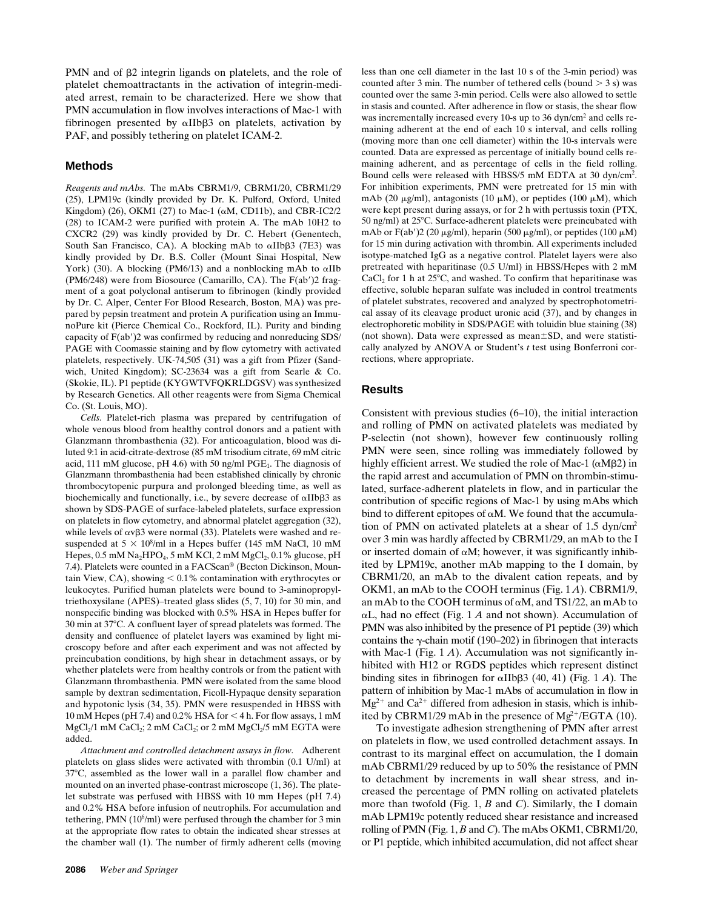PMN and of β2 integrin ligands on platelets, and the role of platelet chemoattractants in the activation of integrin-mediated arrest, remain to be characterized. Here we show that PMN accumulation in flow involves interactions of Mac-1 with fibrinogen presented by αIIbβ3 on platelets, activation by PAF, and possibly tethering on platelet ICAM-2.

## Methods

*Reagents and mAbs.* The mAbs CBRM1/9, CBRM1/20, CBRM1/29 (25), LPM19c (kindly provided by Dr. K. Pulford, Oxford, United Kingdom) (26), OKM1 (27) to Mac-1 (αM, CD11b), and CBR-IC2/2 (28) to ICAM-2 were purified with protein A. The mAb 10H2 to CXCR2 (29) was kindly provided by Dr. C. Hebert (Genentech, South San Francisco, CA). A blocking mAb to αIIbβ3 (7E3) was kindly provided by Dr. B.S. Coller (Mount Sinai Hospital, New York) (30). A blocking (PM6/13) and a nonblocking mAb to αIIb (PM6/248) were from Biosource (Camarillo, CA). The F(ab′)2 fragment of a goat polyclonal antiserum to fibrinogen (kindly provided by Dr. C. Alper, Center For Blood Research, Boston, MA) was prepared by pepsin treatment and protein A purification using an ImmunoPure kit (Pierce Chemical Co., Rockford, IL). Purity and binding capacity of F(ab′)2 was confirmed by reducing and nonreducing SDS/PAGE with Coomassie staining and by flow cytometry with activated platelets, respectively. UK-74,505 (31) was a gift from Pfizer (Sandwich, United Kingdom); SC-23634 was a gift from Searle & Co. (Skokie, IL). P1 peptide (KYGWTVFQKRLDGSV) was synthesized by Research Genetics. All other reagents were from Sigma Chemical Co. (St. Louis, MO).

*Cells.* Platelet-rich plasma was prepared by centrifugation of whole venous blood from healthy control donors and a patient with Glanzmann thrombasthenia (32). For anticoagulation, blood was diluted 9:1 in acid-citrate-dextrose (85 mM trisodium citrate, 69 mM citric acid, 111 mM glucose, pH 4.6) with 50 ng/ml $PGE_1$. The diagnosis of Glanzmann thrombasthenia had been established clinically by chronic thrombocytopenic purpura and prolonged bleeding time, as well as biochemically and functionally, i.e., by severe decrease of αIIbβ3 as shown by SDS-PAGE of surface-labeled platelets, surface expression on platelets in flow cytometry, and abnormal platelet aggregation (32), while levels of αvβ3 were normal (33). Platelets were washed and resuspended at $5 \times 10^8$/ml in a Hepes buffer (145 mM NaCl, 10 mM Hepes, 0.5 mM $Na_2HPO_4$, 5 mM KCl, 2 mM $MgCl_2$, 0.1% glucose, pH 7.4). Platelets were counted in a FACScan® (Becton Dickinson, Mountain View, CA), showing < 0.1% contamination with erythrocytes or leukocytes. Purified human platelets were bound to 3-aminopropyltriethoxysilane (APES)–treated glass slides (5, 7, 10) for 30 min, and nonspecific binding was blocked with 0.5% HSA in Hepes buffer for 30 min at 37°C. A confluent layer of spread platelets was formed. The density and confluence of platelet layers was examined by light microscopy before and after each experiment and was not affected by preincubation conditions, by high shear in detachment assays, or by whether platelets were from healthy controls or from the patient with Glanzmann thrombasthenia. PMN were isolated from the same blood sample by dextran sedimentation, Ficoll-Hypaque density separation and hypotonic lysis (34, 35). PMN were resuspended in HBSS with 10 mM Hepes (pH 7.4) and 0.2% HSA for < 4 h. For flow assays, 1 mM $MgCl_2$/1 mM $CaCl_2$; 2 mM $CaCl_2$; or 2 mM $MgCl_2$/5 mM EGTA were added.

*Attachment and controlled detachment assays in flow.* Adherent platelets on glass slides were activated with thrombin (0.1 U/ml) at 37°C, assembled as the lower wall in a parallel flow chamber and mounted on an inverted phase-contrast microscope (1, 36). The platelet substrate was perfused with HBSS with 10 mm Hepes (pH 7.4) and 0.2% HSA before infusion of neutrophils. For accumulation and tethering, PMN ($10^6$/ml) were perfused through the chamber for 3 min at the appropriate flow rates to obtain the indicated shear stresses at the chamber wall (1). The number of firmly adherent cells (moving less than one cell diameter in the last 10 s of the 3-min period) was counted after 3 min. The number of tethered cells (bound > 3 s) was counted over the same 3-min period. Cells were also allowed to settle in stasis and counted. After adherence in flow or stasis, the shear flow was incrementally increased every 10-s up to 36 dyn/cm² and cells remaining adherent at the end of each 10 s interval, and cells rolling (moving more than one cell diameter) within the 10-s intervals were counted. Data are expressed as percentage of initially bound cells remaining adherent, and as percentage of cells in the field rolling. Bound cells were released with HBSS/5 mM EDTA at 30 dyn/cm². For inhibition experiments, PMN were pretreated for 15 min with mAb (20 μg/ml), antagonists (10 μM), or peptides (100 μM), which were kept present during assays, or for 2 h with pertussis toxin (PTX, 50 ng/ml) at 25°C. Surface-adherent platelets were preincubated with mAb or F(ab′)2 (20 μg/ml), heparin (500 μg/ml), or peptides (100 μM) for 15 min during activation with thrombin. All experiments included isotype-matched IgG as a negative control. Platelet layers were also pretreated with heparitinase (0.5 U/ml) in HBSS/Hepes with 2 mM $CaCl_2$ for 1 h at 25°C, and washed. To confirm that heparitinase was effective, soluble heparan sulfate was included in control treatments of platelet substrates, recovered and analyzed by spectrophotometrical assay of its cleavage product uronic acid (37), and by changes in electrophoretic mobility in SDS/PAGE with toluidin blue staining (38) (not shown). Data were expressed as mean±SD, and were statistically analyzed by ANOVA or Student's *t* test using Bonferroni corrections, where appropriate.

## Results

Consistent with previous studies (6–10), the initial interaction and rolling of PMN on activated platelets was mediated by P-selectin (not shown), however few continuously rolling PMN were seen, since rolling was immediately followed by highly efficient arrest. We studied the role of Mac-1 (αMβ2) in the rapid arrest and accumulation of PMN on thrombin-stimulated, surface-adherent platelets in flow, and in particular the contribution of specific regions of Mac-1 by using mAbs which bind to different epitopes of αM. We found that the accumulation of PMN on activated platelets at a shear of 1.5 dyn/cm² over 3 min was hardly affected by CBRM1/29, an mAb to the I or inserted domain of αM; however, it was significantly inhibited by LPM19c, another mAb mapping to the I domain, by CBRM1/20, an mAb to the divalent cation repeats, and by OKM1, an mAb to the COOH terminus (Fig. 1 *A*). CBRM1/9, an mAb to the COOH terminus of αM, and TS1/22, an mAb to αL, had no effect (Fig. 1 *A* and not shown). Accumulation of PMN was also inhibited by the presence of P1 peptide (39) which contains the γ-chain motif (190–202) in fibrinogen that interacts with Mac-1 (Fig. 1 *A*). Accumulation was not significantly inhibited with H12 or RGDS peptides which represent distinct binding sites in fibrinogen for αIIbβ3 (40, 41) (Fig. 1 *A*). The pattern of inhibition by Mac-1 mAbs of accumulation in flow in $Mg^{2+}$ and $Ca^{2+}$ differed from adhesion in stasis, which is inhibited by CBRM1/29 mAb in the presence of $Mg^{2+}$/EGTA (10).

To investigate adhesion strengthening of PMN after arrest on platelets in flow, we used controlled detachment assays. In contrast to its marginal effect on accumulation, the I domain mAb CBRM1/29 reduced by up to 50% the resistance of PMN to detachment by increments in wall shear stress, and increased the percentage of PMN rolling on activated platelets more than twofold (Fig. 1, *B* and *C*). Similarly, the I domain mAb LPM19c potently reduced shear resistance and increased rolling of PMN (Fig. 1, *B* and *C*). The mAbs OKM1, CBRM1/20, or P1 peptide, which inhibited accumulation, did not affect shear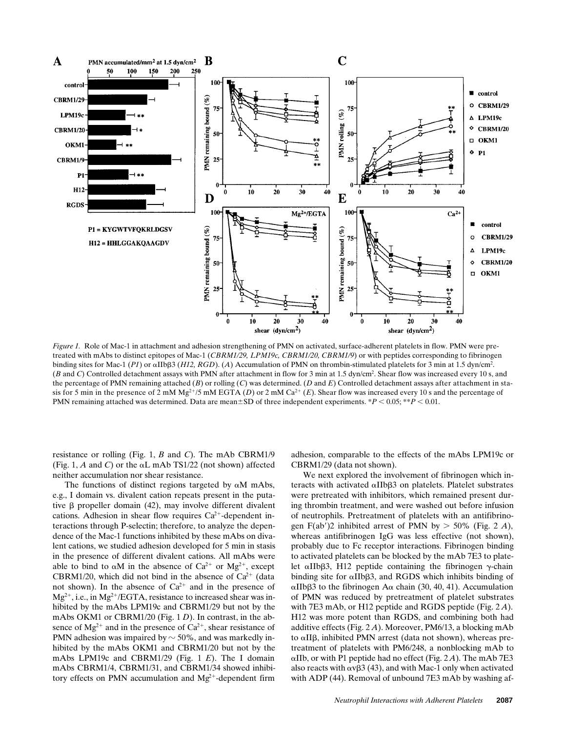*Figure 1.* Role of Mac-1 in attachment and adhesion strengthening of PMN on activated, surface-adherent platelets in flow. PMN were pretreated with mAbs to distinct epitopes of Mac-1 (*CBRM1/29, LPM19c, CBRM1/20, CBRM1/9*) or with peptides corresponding to fibrinogen binding sites for Mac-1 (*P1*) or αIIbβ3 (*H12, RGD*). (*A*) Accumulation of PMN on thrombin-stimulated platelets for 3 min at 1.5 dyn/cm². (*B* and *C*) Controlled detachment assays with PMN after attachment in flow for 3 min at 1.5 dyn/cm². Shear flow was increased every 10 s, and the percentage of PMN remaining attached (*B*) or rolling (*C*) was determined. (*D* and *E*) Controlled detachment assays after attachment in stasis for 5 min in the presence of 2 mM $Mg^{2+}$/5 mM EGTA (*D*) or 2 mM $Ca^{2+}$ (*E*). Shear flow was increased every 10 s and the percentage of PMN remaining attached was determined. Data are mean±SD of three independent experiments. *$P < 0.05$; **$P < 0.01$.

resistance or rolling (Fig. 1, *B* and *C*). The mAb CBRM1/9 (Fig. 1, *A* and *C*) or the αL mAb TS1/22 (not shown) affected neither accumulation nor shear resistance.

The functions of distinct regions targeted by αM mAbs, e.g., I domain vs. divalent cation repeats present in the putative β propeller domain (42), may involve different divalent cations. Adhesion in shear flow requires $Ca^{2+}$-dependent interactions through P-selectin; therefore, to analyze the dependence of the Mac-1 functions inhibited by these mAbs on divalent cations, we studied adhesion developed for 5 min in stasis in the presence of different divalent cations. All mAbs were able to bind to αM in the absence of $Ca^{2+}$ or $Mg^{2+}$, except CBRM1/20, which did not bind in the absence of $Ca^{2+}$ (data not shown). In the absence of $Ca^{2+}$ and in the presence of $Mg^{2+}$, i.e., in $Mg^{2+}$/EGTA, resistance to increased shear was inhibited by the mAbs LPM19c and CBRM1/29 but not by the mAbs OKM1 or CBRM1/20 (Fig. 1 *D*). In contrast, in the absence of $Mg^{2+}$ and in the presence of $Ca^{2+}$, shear resistance of PMN adhesion was impaired by ~50%, and was markedly inhibited by the mAbs OKM1 and CBRM1/20 but not by the mAbs LPM19c and CBRM1/29 (Fig. 1 *E*). The I domain mAbs CBRM1/4, CBRM1/31, and CBRM1/34 showed inhibitory effects on PMN accumulation and $Mg^{2+}$-dependent firm adhesion, comparable to the effects of the mAbs LPM19c or CBRM1/29 (data not shown).

We next explored the involvement of fibrinogen which interacts with activated αIIbβ3 on platelets. Platelet substrates were pretreated with inhibitors, which remained present during thrombin treatment, and were washed out before infusion of neutrophils. Pretreatment of platelets with an antifibrinogen F(ab′)2 inhibited arrest of PMN by > 50% (Fig. 2 *A*), whereas antifibrinogen IgG was less effective (not shown), probably due to Fc receptor interactions. Fibrinogen binding to activated platelets can be blocked by the mAb 7E3 to platelet αIIbβ3, H12 peptide containing the fibrinogen γ-chain binding site for αIIbβ3, and RGDS which inhibits binding of αIIbβ3 to the fibrinogen Aα chain (30, 40, 41). Accumulation of PMN was reduced by pretreatment of platelet substrates with 7E3 mAb, or H12 peptide and RGDS peptide (Fig. 2 *A*). H12 was more potent than RGDS, and combining both had additive effects (Fig. 2 *A*). Moreover, PM6/13, a blocking mAb to αIIβ, inhibited PMN arrest (data not shown), whereas pretreatment of platelets with PM6/248, a nonblocking mAb to αIIb, or with P1 peptide had no effect (Fig. 2 *A*). The mAb 7E3 also reacts with αvβ3 (43), and with Mac-1 only when activated with ADP (44). Removal of unbound 7E3 mAb by washing af-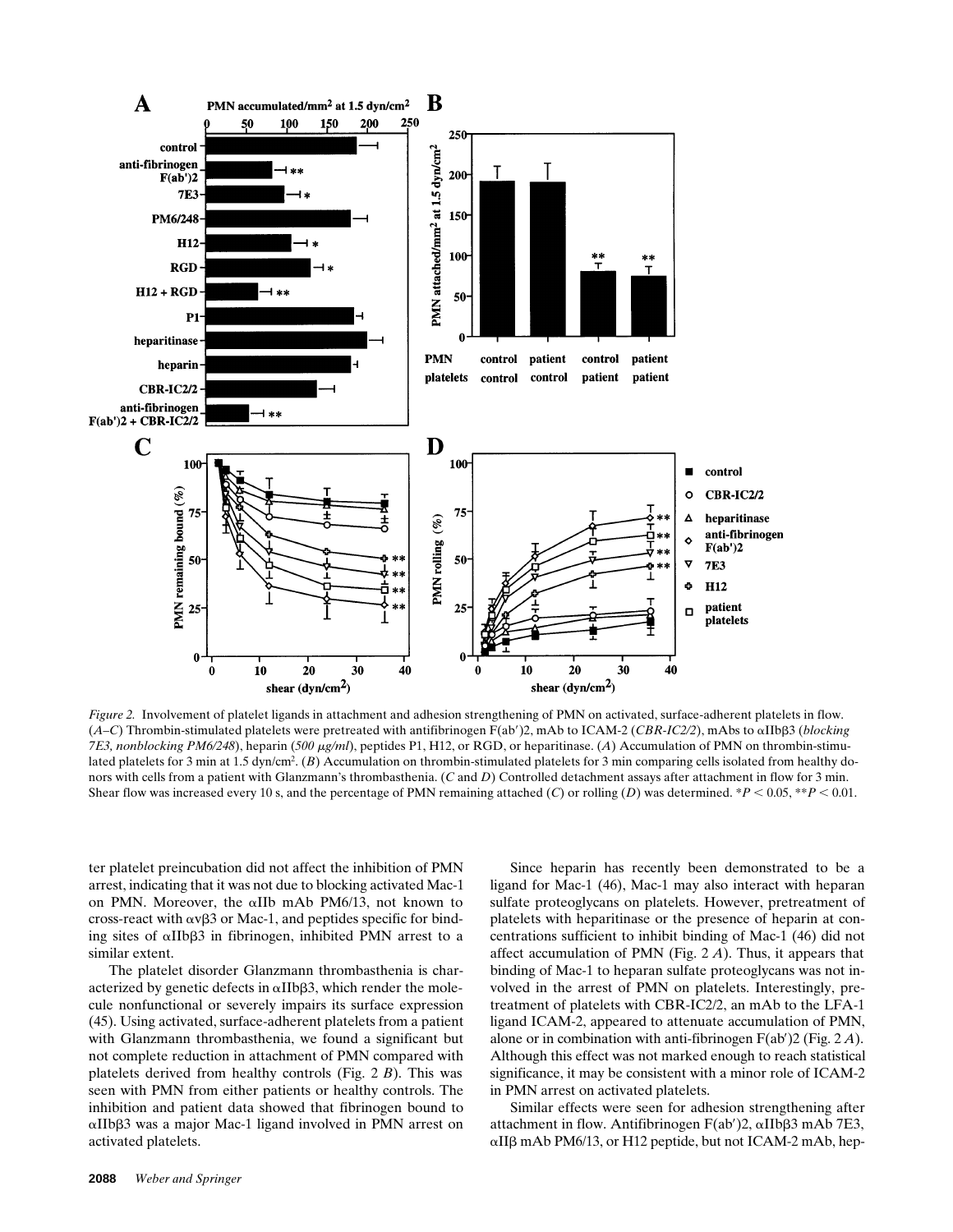*Figure 2.* Involvement of platelet ligands in attachment and adhesion strengthening of PMN on activated, surface-adherent platelets in flow. (*A–C*) Thrombin-stimulated platelets were pretreated with antifibrinogen F(ab′)2, mAb to ICAM-2 (*CBR-IC2/2*), mAbs to αIIbβ3 (*blocking 7E3, nonblocking PM6/248*), heparin (*500 μg/ml*), peptides P1, H12, or RGD, or heparitinase. (*A*) Accumulation of PMN on thrombin-stimulated platelets for 3 min at 1.5 dyn/cm². (*B*) Accumulation on thrombin-stimulated platelets for 3 min comparing cells isolated from healthy donors with cells from a patient with Glanzmann's thrombasthenia. (*C* and *D*) Controlled detachment assays after attachment in flow for 3 min. Shear flow was increased every 10 s, and the percentage of PMN remaining attached (*C*) or rolling (*D*) was determined. $^{*}P < 0.05$, $^{**}P < 0.01$.

ter platelet preincubation did not affect the inhibition of PMN arrest, indicating that it was not due to blocking activated Mac-1 on PMN. Moreover, the αIIb mAb PM6/13, not known to cross-react with αvβ3 or Mac-1, and peptides specific for binding sites of αIIbβ3 in fibrinogen, inhibited PMN arrest to a similar extent.

The platelet disorder Glanzmann thrombasthenia is characterized by genetic defects in αIIbβ3, which render the molecule nonfunctional or severely impairs its surface expression (45). Using activated, surface-adherent platelets from a patient with Glanzmann thrombasthenia, we found a significant but not complete reduction in attachment of PMN compared with platelets derived from healthy controls (Fig. 2 *B*). This was seen with PMN from either patients or healthy controls. The inhibition and patient data showed that fibrinogen bound to αIIbβ3 was a major Mac-1 ligand involved in PMN arrest on activated platelets.

Since heparin has recently been demonstrated to be a ligand for Mac-1 (46), Mac-1 may also interact with heparan sulfate proteoglycans on platelets. However, pretreatment of platelets with heparitinase or the presence of heparin at concentrations sufficient to inhibit binding of Mac-1 (46) did not affect accumulation of PMN (Fig. 2 *A*). Thus, it appears that binding of Mac-1 to heparan sulfate proteoglycans was not involved in the arrest of PMN on platelets. Interestingly, pretreatment of platelets with CBR-IC2/2, an mAb to the LFA-1 ligand ICAM-2, appeared to attenuate accumulation of PMN, alone or in combination with anti-fibrinogen F(ab′)2 (Fig. 2 *A*). Although this effect was not marked enough to reach statistical significance, it may be consistent with a minor role of ICAM-2 in PMN arrest on activated platelets.

Similar effects were seen for adhesion strengthening after attachment in flow. Antifibrinogen F(ab′)2, αIIbβ3 mAb 7E3, αIIβ mAb PM6/13, or H12 peptide, but not ICAM-2 mAb, hep-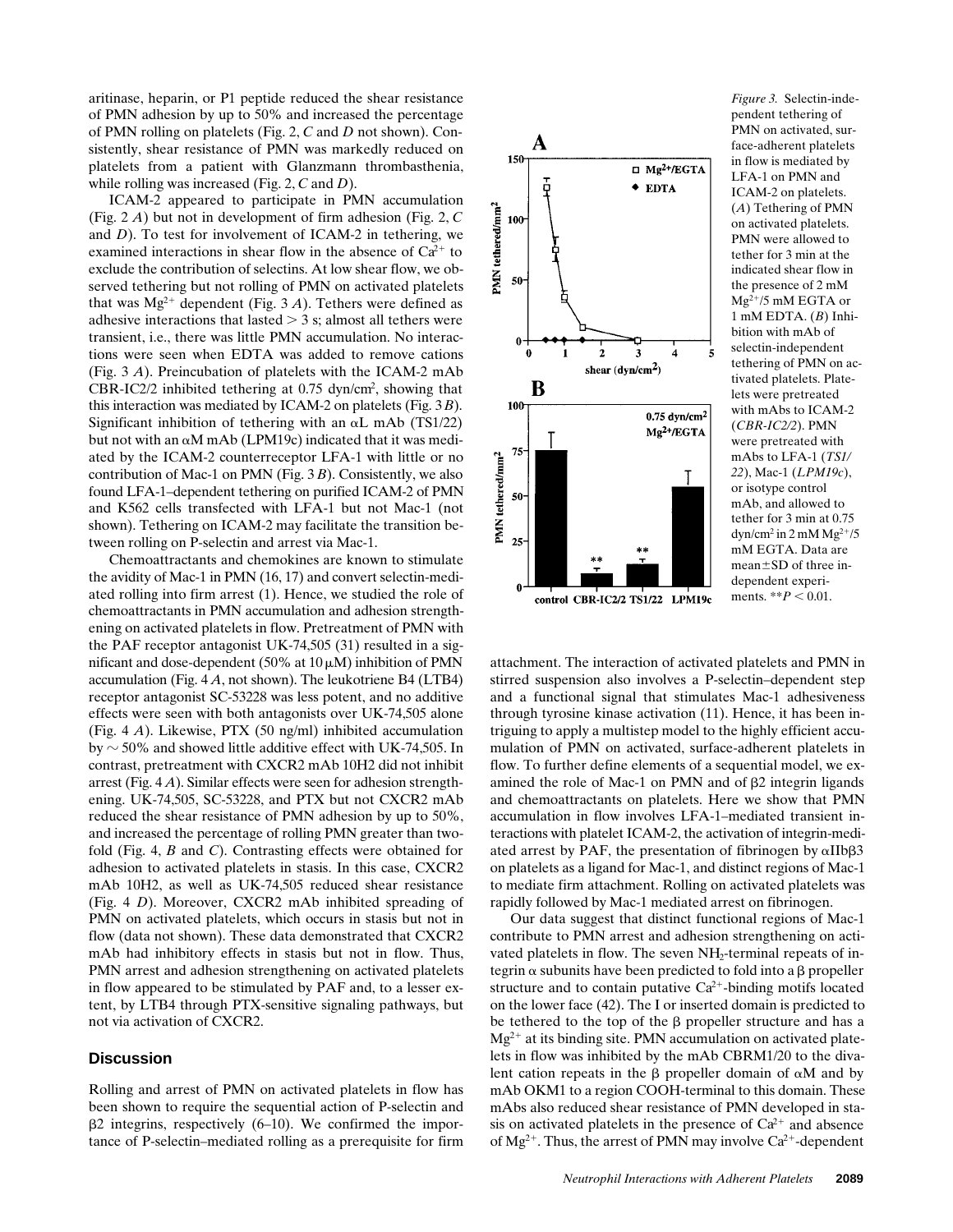aritinase, heparin, or P1 peptide reduced the shear resistance of PMN adhesion by up to 50% and increased the percentage of PMN rolling on platelets (Fig. 2, *C* and *D* not shown). Consistently, shear resistance of PMN was markedly reduced on platelets from a patient with Glanzmann thrombasthenia, while rolling was increased (Fig. 2, *C* and *D*).

ICAM-2 appeared to participate in PMN accumulation (Fig. 2 *A*) but not in development of firm adhesion (Fig. 2, *C* and *D*). To test for involvement of ICAM-2 in tethering, we examined interactions in shear flow in the absence of $Ca^{2+}$ to exclude the contribution of selectins. At low shear flow, we observed tethering but not rolling of PMN on activated platelets that was $Mg^{2+}$ dependent (Fig. 3 *A*). Tethers were defined as adhesive interactions that lasted > 3 s; almost all tethers were transient, i.e., there was little PMN accumulation. No interactions were seen when EDTA was added to remove cations (Fig. 3 *A*). Preincubation of platelets with the ICAM-2 mAb CBR-IC2/2 inhibited tethering at 0.75 dyn/cm², showing that this interaction was mediated by ICAM-2 on platelets (Fig. 3 *B*). Significant inhibition of tethering with an αL mAb (TS1/22) but not with an αM mAb (LPM19c) indicated that it was mediated by the ICAM-2 counterreceptor LFA-1 with little or no contribution of Mac-1 on PMN (Fig. 3 *B*). Consistently, we also found LFA-1–dependent tethering on purified ICAM-2 of PMN and K562 cells transfected with LFA-1 but not Mac-1 (not shown). Tethering on ICAM-2 may facilitate the transition between rolling on P-selectin and arrest via Mac-1.

Chemoattractants and chemokines are known to stimulate the avidity of Mac-1 in PMN (16, 17) and convert selectin-mediated rolling into firm arrest (1). Hence, we studied the role of chemoattractants in PMN accumulation and adhesion strengthening on activated platelets in flow. Pretreatment of PMN with the PAF receptor antagonist UK-74,505 (31) resulted in a significant and dose-dependent (50% at 10 μM) inhibition of PMN accumulation (Fig. 4 *A*, not shown). The leukotriene B4 (LTB4) receptor antagonist SC-53228 was less potent, and no additive effects were seen with both antagonists over UK-74,505 alone (Fig. 4 *A*). Likewise, PTX (50 ng/ml) inhibited accumulation by ~ 50% and showed little additive effect with UK-74,505. In contrast, pretreatment with CXCR2 mAb 10H2 did not inhibit arrest (Fig. 4 *A*). Similar effects were seen for adhesion strengthening. UK-74,505, SC-53228, and PTX but not CXCR2 mAb reduced the shear resistance of PMN adhesion by up to 50%, and increased the percentage of rolling PMN greater than twofold (Fig. 4, *B* and *C*). Contrasting effects were obtained for adhesion to activated platelets in stasis. In this case, CXCR2 mAb 10H2, as well as UK-74,505 reduced shear resistance (Fig. 4 *D*). Moreover, CXCR2 mAb inhibited spreading of PMN on activated platelets, which occurs in stasis but not in flow (data not shown). These data demonstrated that CXCR2 mAb had inhibitory effects in stasis but not in flow. Thus, PMN arrest and adhesion strengthening on activated platelets in flow appeared to be stimulated by PAF and, to a lesser extent, by LTB4 through PTX-sensitive signaling pathways, but not via activation of CXCR2.

*Figure 3.* Selectin-independent tethering of PMN on activated, surface-adherent platelets in flow is mediated by LFA-1 on PMN and ICAM-2 on platelets. (*A*) Tethering of PMN on activated platelets. PMN were allowed to tether for 3 min at the indicated shear flow in the presence of 2 mM $Mg^{2+}$/5 mM EGTA or 1 mM EDTA. (*B*) Inhibition with mAb of selectin-independent tethering of PMN on activated platelets. Platelets were pretreated with mAbs to ICAM-2 (*CBR-IC2/2*). PMN were pretreated with mAbs to LFA-1 (*TS1/22*), Mac-1 (*LPM19c*), or isotype control mAb, and allowed to tether for 3 min at 0.75 dyn/cm² in 2 mM $Mg^{2+}$/5 mM EGTA. Data are mean±SD of three independent experiments. **$P < 0.01$.

## Discussion

Rolling and arrest of PMN on activated platelets in flow has been shown to require the sequential action of P-selectin and β2 integrins, respectively (6–10). We confirmed the importance of P-selectin–mediated rolling as a prerequisite for firm attachment. The interaction of activated platelets and PMN in stirred suspension also involves a P-selectin–dependent step and a functional signal that stimulates Mac-1 adhesiveness through tyrosine kinase activation (11). Hence, it has been intriguing to apply a multistep model to the highly efficient accumulation of PMN on activated, surface-adherent platelets in flow. To further define elements of a sequential model, we examined the role of Mac-1 on PMN and of β2 integrin ligands and chemoattractants on platelets. Here we show that PMN accumulation in flow involves LFA-1–mediated transient interactions with platelet ICAM-2, the activation of integrin-mediated arrest by PAF, the presentation of fibrinogen by αIIbβ3 on platelets as a ligand for Mac-1, and distinct regions of Mac-1 to mediate firm attachment. Rolling on activated platelets was rapidly followed by Mac-1 mediated arrest on fibrinogen.

Our data suggest that distinct functional regions of Mac-1 contribute to PMN arrest and adhesion strengthening on activated platelets in flow. The seven $NH_2$-terminal repeats of integrin α subunits have been predicted to fold into a β propeller structure and to contain putative $Ca^{2+}$-binding motifs located on the lower face (42). The I or inserted domain is predicted to be tethered to the top of the β propeller structure and has a $Mg^{2+}$ at its binding site. PMN accumulation on activated platelets in flow was inhibited by the mAb CBRM1/20 to the divalent cation repeats in the β propeller domain of αM and by mAb OKM1 to a region COOH-terminal to this domain. These mAbs also reduced shear resistance of PMN developed in stasis on activated platelets in the presence of $Ca^{2+}$ and absence of $Mg^{2+}$. Thus, the arrest of PMN may involve $Ca^{2+}$-dependent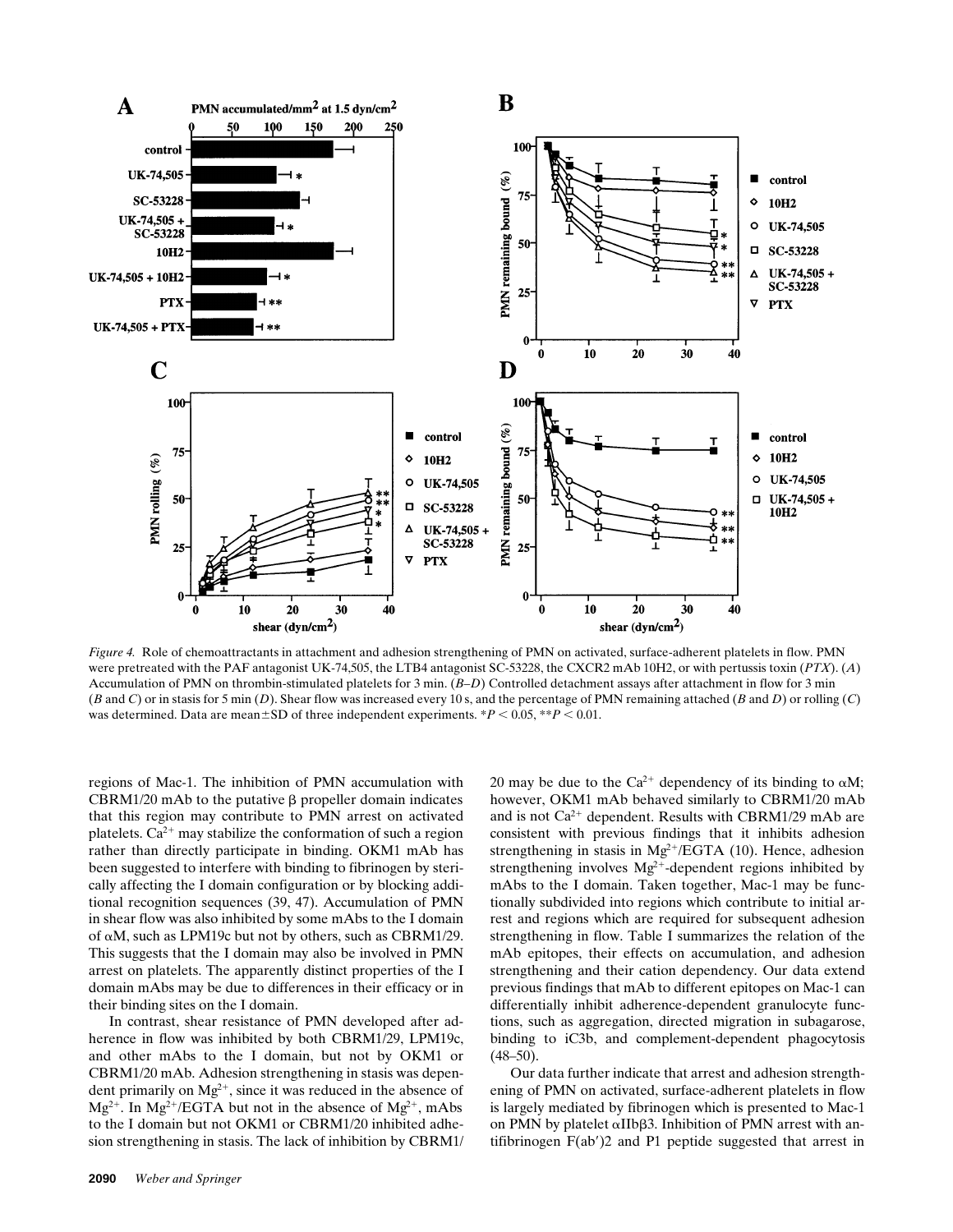*Figure 4.* Role of chemoattractants in attachment and adhesion strengthening of PMN on activated, surface-adherent platelets in flow. PMN were pretreated with the PAF antagonist UK-74,505, the LTB4 antagonist SC-53228, the CXCR2 mAb 10H2, or with pertussis toxin (*PTX*). (*A*) Accumulation of PMN on thrombin-stimulated platelets for 3 min. (*B–D*) Controlled detachment assays after attachment in flow for 3 min (*B* and *C*) or in stasis for 5 min (*D*). Shear flow was increased every 10 s, and the percentage of PMN remaining attached (*B* and *D*) or rolling (*C*) was determined. Data are mean±SD of three independent experiments. $*P < 0.05$, $**P < 0.01$.

regions of Mac-1. The inhibition of PMN accumulation with CBRM1/20 mAb to the putative β propeller domain indicates that this region may contribute to PMN arrest on activated platelets. $Ca^{2+}$ may stabilize the conformation of such a region rather than directly participate in binding. OKM1 mAb has been suggested to interfere with binding to fibrinogen by sterically affecting the I domain configuration or by blocking additional recognition sequences (39, 47). Accumulation of PMN in shear flow was also inhibited by some mAbs to the I domain of αM, such as LPM19c but not by others, such as CBRM1/29. This suggests that the I domain may also be involved in PMN arrest on platelets. The apparently distinct properties of the I domain mAbs may be due to differences in their efficacy or in their binding sites on the I domain.

In contrast, shear resistance of PMN developed after adherence in flow was inhibited by both CBRM1/29, LPM19c, and other mAbs to the I domain, but not by OKM1 or CBRM1/20 mAb. Adhesion strengthening in stasis was dependent primarily on $Mg^{2+}$, since it was reduced in the absence of $Mg^{2+}$. In $Mg^{2+}$/EGTA but not in the absence of $Mg^{2+}$, mAbs to the I domain but not OKM1 or CBRM1/20 inhibited adhesion strengthening in stasis. The lack of inhibition by CBRM1/20 may be due to the $Ca^{2+}$ dependency of its binding to αM; however, OKM1 mAb behaved similarly to CBRM1/20 mAb and is not $Ca^{2+}$ dependent. Results with CBRM1/29 mAb are consistent with previous findings that it inhibits adhesion strengthening in stasis in $Mg^{2+}$/EGTA (10). Hence, adhesion strengthening involves $Mg^{2+}$-dependent regions inhibited by mAbs to the I domain. Taken together, Mac-1 may be functionally subdivided into regions which contribute to initial arrest and regions which are required for subsequent adhesion strengthening in flow. Table I summarizes the relation of the mAb epitopes, their effects on accumulation, and adhesion strengthening and their cation dependency. Our data extend previous findings that mAb to different epitopes on Mac-1 can differentially inhibit adherence-dependent granulocyte functions, such as aggregation, directed migration in subagarose, binding to iC3b, and complement-dependent phagocytosis (48–50).

Our data further indicate that arrest and adhesion strengthening of PMN on activated, surface-adherent platelets in flow is largely mediated by fibrinogen which is presented to Mac-1 on PMN by platelet αIIbβ3. Inhibition of PMN arrest with antifibrinogen F(ab′)2 and P1 peptide suggested that arrest in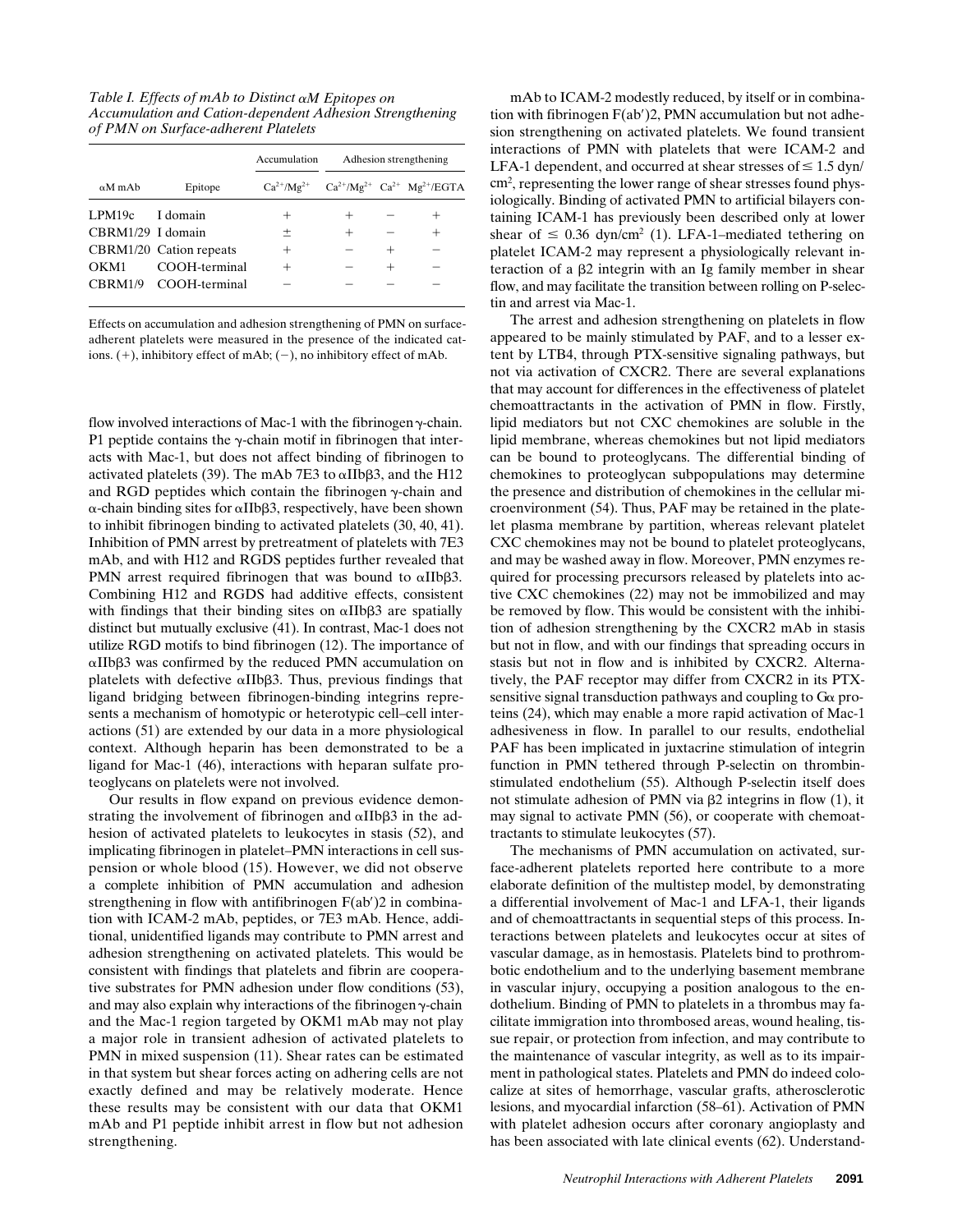*Table I. Effects of mAb to Distinct αM Epitopes on Accumulation and Cation-dependent Adhesion Strengthening of PMN on Surface-adherent Platelets*

| | | Accumulation | Adhesion strengthening | | |
|---|---|---|---|---|---|
| αM mAb | Epitope | $Ca^{2+}/Mg^{2+}$ | $Ca^{2+}/Mg^{2+}$ | $Ca^{2+}$ | $Mg^{2+}$/EGTA |
| LPM19c | I domain | + | + | − | + |
| CBRM1/29 | I domain | ± | + | − | + |
| CBRM1/20 | Cation repeats | + | − | + | − |
| OKM1 | COOH-terminal | + | − | + | − |
| CBRM1/9 | COOH-terminal | − | − | − | − |

Effects on accumulation and adhesion strengthening of PMN on surface-adherent platelets were measured in the presence of the indicated cations. (+), inhibitory effect of mAb; (−), no inhibitory effect of mAb.

flow involved interactions of Mac-1 with the fibrinogen γ-chain. P1 peptide contains the γ-chain motif in fibrinogen that interacts with Mac-1, but does not affect binding of fibrinogen to activated platelets (39). The mAb 7E3 to αIIbβ3, and the H12 and RGD peptides which contain the fibrinogen γ-chain and α-chain binding sites for αIIbβ3, respectively, have been shown to inhibit fibrinogen binding to activated platelets (30, 40, 41). Inhibition of PMN arrest by pretreatment of platelets with 7E3 mAb, and with H12 and RGDS peptides further revealed that PMN arrest required fibrinogen that was bound to αIIbβ3. Combining H12 and RGDS had additive effects, consistent with findings that their binding sites on αIIbβ3 are spatially distinct but mutually exclusive (41). In contrast, Mac-1 does not utilize RGD motifs to bind fibrinogen (12). The importance of αIIbβ3 was confirmed by the reduced PMN accumulation on platelets with defective αIIbβ3. Thus, previous findings that ligand bridging between fibrinogen-binding integrins represents a mechanism of homotypic or heterotypic cell–cell interactions (51) are extended by our data in a more physiological context. Although heparin has been demonstrated to be a ligand for Mac-1 (46), interactions with heparan sulfate proteoglycans on platelets were not involved.

Our results in flow expand on previous evidence demonstrating the involvement of fibrinogen and αIIbβ3 in the adhesion of activated platelets to leukocytes in stasis (52), and implicating fibrinogen in platelet–PMN interactions in cell suspension or whole blood (15). However, we did not observe a complete inhibition of PMN accumulation and adhesion strengthening in flow with antifibrinogen F(ab′)2 in combination with ICAM-2 mAb, peptides, or 7E3 mAb. Hence, additional, unidentified ligands may contribute to PMN arrest and adhesion strengthening on activated platelets. This would be consistent with findings that platelets and fibrin are cooperative substrates for PMN adhesion under flow conditions (53), and may also explain why interactions of the fibrinogen γ-chain and the Mac-1 region targeted by OKM1 mAb may not play a major role in transient adhesion of activated platelets to PMN in mixed suspension (11). Shear rates can be estimated in that system but shear forces acting on adhering cells are not exactly defined and may be relatively moderate. Hence these results may be consistent with our data that OKM1 mAb and P1 peptide inhibit arrest in flow but not adhesion strengthening.

mAb to ICAM-2 modestly reduced, by itself or in combination with fibrinogen F(ab′)2, PMN accumulation but not adhesion strengthening on activated platelets. We found transient interactions of PMN with platelets that were ICAM-2 and LFA-1 dependent, and occurred at shear stresses of ≤ 1.5 dyn/cm$^2$, representing the lower range of shear stresses found physiologically. Binding of activated PMN to artificial bilayers containing ICAM-1 has previously been described only at lower shear of ≤ 0.36 dyn/cm$^2$ (1). LFA-1–mediated tethering on platelet ICAM-2 may represent a physiologically relevant interaction of a β2 integrin with an Ig family member in shear flow, and may facilitate the transition between rolling on P-selectin and arrest via Mac-1.

The arrest and adhesion strengthening on platelets in flow appeared to be mainly stimulated by PAF, and to a lesser extent by LTB4, through PTX-sensitive signaling pathways, but not via activation of CXCR2. There are several explanations that may account for differences in the effectiveness of platelet chemoattractants in the activation of PMN in flow. Firstly, lipid mediators but not CXC chemokines are soluble in the lipid membrane, whereas chemokines but not lipid mediators can be bound to proteoglycans. The differential binding of chemokines to proteoglycan subpopulations may determine the presence and distribution of chemokines in the cellular microenvironment (54). Thus, PAF may be retained in the platelet plasma membrane by partition, whereas relevant platelet CXC chemokines may not be bound to platelet proteoglycans, and may be washed away in flow. Moreover, PMN enzymes required for processing precursors released by platelets into active CXC chemokines (22) may not be immobilized and may be removed by flow. This would be consistent with the inhibition of adhesion strengthening by the CXCR2 mAb in stasis but not in flow, and with our findings that spreading occurs in stasis but not in flow and is inhibited by CXCR2. Alternatively, the PAF receptor may differ from CXCR2 in its PTX-sensitive signal transduction pathways and coupling to Gα proteins (24), which may enable a more rapid activation of Mac-1 adhesiveness in flow. In parallel to our results, endothelial PAF has been implicated in juxtacrine stimulation of integrin function in PMN tethered through P-selectin on thrombin-stimulated endothelium (55). Although P-selectin itself does not stimulate adhesion of PMN via β2 integrins in flow (1), it may signal to activate PMN (56), or cooperate with chemoattractants to stimulate leukocytes (57).

The mechanisms of PMN accumulation on activated, surface-adherent platelets reported here contribute to a more elaborate definition of the multistep model, by demonstrating a differential involvement of Mac-1 and LFA-1, their ligands and of chemoattractants in sequential steps of this process. Interactions between platelets and leukocytes occur at sites of vascular damage, as in hemostasis. Platelets bind to prothrombotic endothelium and to the underlying basement membrane in vascular injury, occupying a position analogous to the endothelium. Binding of PMN to platelets in a thrombus may facilitate immigration into thrombosed areas, wound healing, tissue repair, or protection from infection, and may contribute to the maintenance of vascular integrity, as well as to its impairment in pathological states. Platelets and PMN do indeed colocalize at sites of hemorrhage, vascular grafts, atherosclerotic lesions, and myocardial infarction (58–61). Activation of PMN with platelet adhesion occurs after coronary angioplasty and has been associated with late clinical events (62). Understand-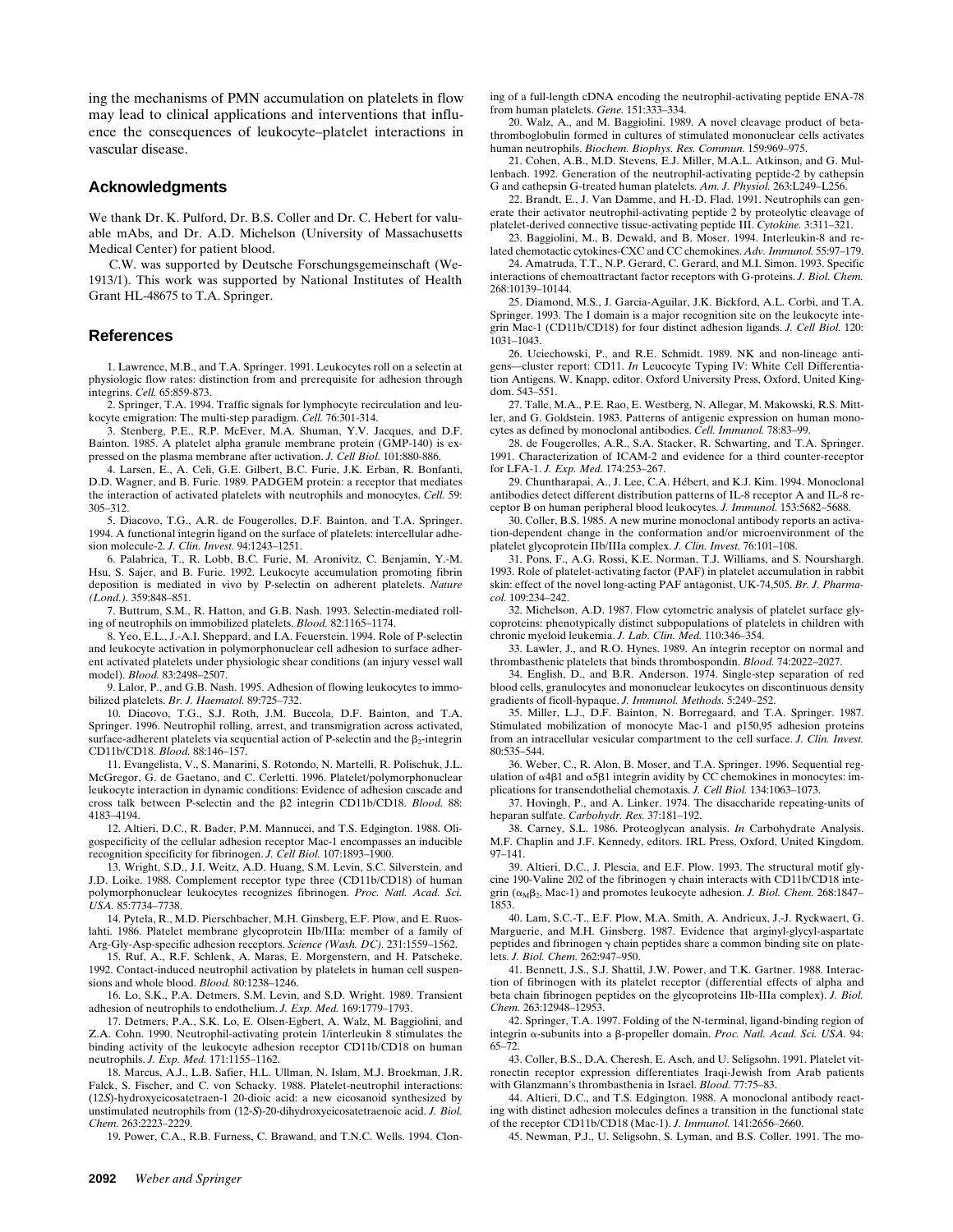ing the mechanisms of PMN accumulation on platelets in flow may lead to clinical applications and interventions that influence the consequences of leukocyte–platelet interactions in vascular disease.

## Acknowledgments

We thank Dr. K. Pulford, Dr. B.S. Coller and Dr. C. Hebert for valuable mAbs, and Dr. A.D. Michelson (University of Massachusetts Medical Center) for patient blood.

C.W. was supported by Deutsche Forschungsgemeinschaft (We-1913/1). This work was supported by National Institutes of Health Grant HL-48675 to T.A. Springer.

## References

1. Lawrence, M.B., and T.A. Springer. 1991. Leukocytes roll on a selectin at physiologic flow rates: distinction from and prerequisite for adhesion through integrins. *Cell.* 65:859-873.

2. Springer, T.A. 1994. Traffic signals for lymphocyte recirculation and leukocyte emigration: The multi-step paradigm. *Cell.* 76:301-314.

3. Stenberg, P.E., R.P. McEver, M.A. Shuman, Y.V. Jacques, and D.F. Bainton. 1985. A platelet alpha granule membrane protein (GMP-140) is expressed on the plasma membrane after activation. *J. Cell Biol.* 101:880-886.

4. Larsen, E., A. Celi, G.E. Gilbert, B.C. Furie, J.K. Erban, R. Bonfanti, D.D. Wagner, and B. Furie. 1989. PADGEM protein: a receptor that mediates the interaction of activated platelets with neutrophils and monocytes. *Cell.* 59: 305–312.

5. Diacovo, T.G., A.R. de Fougerolles, D.F. Bainton, and T.A. Springer. 1994. A functional integrin ligand on the surface of platelets: intercellular adhesion molecule-2. *J. Clin. Invest.* 94:1243–1251.

6. Palabrica, T., R. Lobb, B.C. Furie, M. Aronivitz, C. Benjamin, Y.-M. Hsu, S. Sajer, and B. Furie. 1992. Leukocyte accumulation promoting fibrin deposition is mediated in vivo by P-selectin on adherent platelets. *Nature (Lond.).* 359:848–851.

7. Buttrum, S.M., R. Hatton, and G.B. Nash. 1993. Selectin-mediated rolling of neutrophils on immobilized platelets. *Blood.* 82:1165–1174.

8. Yeo, E.L., J.-A.I. Sheppard, and I.A. Feuerstein. 1994. Role of P-selectin and leukocyte activation in polymorphonuclear cell adhesion to surface adherent activated platelets under physiologic shear conditions (an injury vessel wall model). *Blood.* 83:2498–2507.

9. Lalor, P., and G.B. Nash. 1995. Adhesion of flowing leukocytes to immobilized platelets. *Br. J. Haematol.* 89:725–732.

10. Diacovo, T.G., S.J. Roth, J.M. Buccola, D.F. Bainton, and T.A. Springer. 1996. Neutrophil rolling, arrest, and transmigration across activated, surface-adherent platelets via sequential action of P-selectin and the $\beta_2$-integrin CD11b/CD18. *Blood.* 88:146–157.

11. Evangelista, V., S. Manarini, S. Rotondo, N. Martelli, R. Polischuk, J.L. McGregor, G. de Gaetano, and C. Cerletti. 1996. Platelet/polymorphonuclear leukocyte interaction in dynamic conditions: Evidence of adhesion cascade and cross talk between P-selectin and the $\beta$2 integrin CD11b/CD18. *Blood.* 88: 4183–4194.

12. Altieri, D.C., R. Bader, P.M. Mannucci, and T.S. Edgington. 1988. Oligospecificity of the cellular adhesion receptor Mac-1 encompasses an inducible recognition specificity for fibrinogen. *J. Cell Biol.* 107:1893–1900.

13. Wright, S.D., J.I. Weitz, A.D. Huang, S.M. Levin, S.C. Silverstein, and J.D. Loike. 1988. Complement receptor type three (CD11b/CD18) of human polymorphonuclear leukocytes recognizes fibrinogen. *Proc. Natl. Acad. Sci. USA.* 85:7734–7738.

14. Pytela, R., M.D. Pierschbacher, M.H. Ginsberg, E.F. Plow, and E. Ruoslahti. 1986. Platelet membrane glycoprotein IIb/IIIa: member of a family of Arg-Gly-Asp-specific adhesion receptors. *Science (Wash. DC).* 231:1559–1562.

15. Ruf, A., R.F. Schlenk, A. Maras, E. Morgenstern, and H. Patscheke. 1992. Contact-induced neutrophil activation by platelets in human cell suspensions and whole blood. *Blood.* 80:1238–1246.

16. Lo, S.K., P.A. Detmers, S.M. Levin, and S.D. Wright. 1989. Transient adhesion of neutrophils to endothelium. *J. Exp. Med.* 169:1779–1793.

17. Detmers, P.A., S.K. Lo, E. Olsen-Egbert, A. Walz, M. Baggiolini, and Z.A. Cohn. 1990. Neutrophil-activating protein 1/interleukin 8 stimulates the binding activity of the leukocyte adhesion receptor CD11b/CD18 on human neutrophils. *J. Exp. Med.* 171:1155–1162.

18. Marcus, A.J., L.B. Safier, H.L. Ullman, N. Islam, M.J. Broekman, J.R. Falck, S. Fischer, and C. von Schacky. 1988. Platelet-neutrophil interactions: (12*S*)-hydroxyeicosatetraen-1 20-dioic acid: a new eicosanoid synthesized by unstimulated neutrophils from (12-*S*)-20-dihydroxyeicosatetraenoic acid. *J. Biol. Chem.* 263:2223–2229.

19. Power, C.A., R.B. Furness, C. Brawand, and T.N.C. Wells. 1994. Cloning of a full-length cDNA encoding the neutrophil-activating peptide ENA-78 from human platelets. *Gene.* 151:333–334.

20. Walz, A., and M. Baggiolini. 1989. A novel cleavage product of beta-thromboglobulin formed in cultures of stimulated mononuclear cells activates human neutrophils. *Biochem. Biophys. Res. Commun.* 159:969–975.

21. Cohen, A.B., M.D. Stevens, E.J. Miller, M.A.L. Atkinson, and G. Mullenbach. 1992. Generation of the neutrophil-activating peptide-2 by cathepsin G and cathepsin G-treated human platelets. *Am. J. Physiol.* 263:L249–L256.

22. Brandt, E., J. Van Damme, and H.-D. Flad. 1991. Neutrophils can generate their activator neutrophil-activating peptide 2 by proteolytic cleavage of platelet-derived connective tissue-activating peptide III. *Cytokine.* 3:311–321.

23. Baggiolini, M., B. Dewald, and B. Moser. 1994. Interleukin-8 and related chemotactic cytokines-CXC and CC chemokines. *Adv. Immunol.* 55:97–179.

24. Amatruda, T.T., N.P. Gerard, C. Gerard, and M.I. Simon. 1993. Specific interactions of chemoattractant factor receptors with G-proteins. *J. Biol. Chem.* 268:10139–10144.

25. Diamond, M.S., J. Garcia-Aguilar, J.K. Bickford, A.L. Corbi, and T.A. Springer. 1993. The I domain is a major recognition site on the leukocyte integrin Mac-1 (CD11b/CD18) for four distinct adhesion ligands. *J. Cell Biol.* 120: 1031–1043.

26. Uciechowski, P., and R.E. Schmidt. 1989. NK and non-lineage antigens—cluster report: CD11. *In* Leucocyte Typing IV: White Cell Differentiation Antigens. W. Knapp, editor. Oxford University Press, Oxford, United Kingdom. 543–551.

27. Talle, M.A., P.E. Rao, E. Westberg, N. Allegar, M. Makowski, R.S. Mittler, and G. Goldstein. 1983. Patterns of antigenic expression on human monocytes as defined by monoclonal antibodies. *Cell. Immunol.* 78:83–99.

28. de Fougerolles, A.R., S.A. Stacker, R. Schwarting, and T.A. Springer. 1991. Characterization of ICAM-2 and evidence for a third counter-receptor for LFA-1. *J. Exp. Med.* 174:253–267.

29. Chuntharapai, A., J. Lee, C.A. Hébert, and K.J. Kim. 1994. Monoclonal antibodies detect different distribution patterns of IL-8 receptor A and IL-8 receptor B on human peripheral blood leukocytes. *J. Immunol.* 153:5682–5688.

30. Coller, B.S. 1985. A new murine monoclonal antibody reports an activation-dependent change in the conformation and/or microenvironment of the platelet glycoprotein IIb/IIIa complex. *J. Clin. Invest.* 76:101–108.

31. Pons, F., A.G. Rossi, K.E. Norman, T.J. Williams, and S. Nourshargh. 1993. Role of platelet-activating factor (PAF) in platelet accumulation in rabbit skin: effect of the novel long-acting PAF antagonist, UK-74,505. *Br. J. Pharmacol.* 109:234–242.

32. Michelson, A.D. 1987. Flow cytometric analysis of platelet surface glycoproteins: phenotypically distinct subpopulations of platelets in children with chronic myeloid leukemia. *J. Lab. Clin. Med.* 110:346–354.

33. Lawler, J., and R.O. Hynes. 1989. An integrin receptor on normal and thrombasthenic platelets that binds thrombospondin. *Blood.* 74:2022–2027.

34. English, D., and B.R. Anderson. 1974. Single-step separation of red blood cells, granulocytes and mononuclear leukocytes on discontinuous density gradients of ficoll-hypaque. *J. Immunol. Methods.* 5:249–252.

35. Miller, L.J., D.F. Bainton, N. Borregaard, and T.A. Springer. 1987. Stimulated mobilization of monocyte Mac-1 and p150,95 adhesion proteins from an intracellular vesicular compartment to the cell surface. *J. Clin. Invest.* 80:535–544.

36. Weber, C., R. Alon, B. Moser, and T.A. Springer. 1996. Sequential regulation of $\alpha4\beta1$ and $\alpha5\beta1$ integrin avidity by CC chemokines in monocytes: implications for transendothelial chemotaxis. *J. Cell Biol.* 134:1063–1073.

37. Hovingh, P., and A. Linker. 1974. The disaccharide repeating-units of heparan sulfate. *Carbohydr. Res.* 37:181–192.

38. Carney, S.L. 1986. Proteoglycan analysis. *In* Carbohydrate Analysis. M.F. Chaplin and J.F. Kennedy, editors. IRL Press, Oxford, United Kingdom. 97–141.

39. Altieri, D.C., J. Plescia, and E.F. Plow. 1993. The structural motif glycine 190-Valine 202 of the fibrinogen $\gamma$ chain interacts with CD11b/CD18 integrin ($\alpha_M\beta_2$, Mac-1) and promotes leukocyte adhesion. *J. Biol. Chem.* 268:1847–1853.

40. Lam, S.C.-T., E.F. Plow, M.A. Smith, A. Andrieux, J.-J. Ryckwaert, G. Marguerie, and M.H. Ginsberg. 1987. Evidence that arginyl-glycyl-aspartate peptides and fibrinogen $\gamma$ chain peptides share a common binding site on platelets. *J. Biol. Chem.* 262:947–950.

41. Bennett, J.S., S.J. Shattil, J.W. Power, and T.K. Gartner. 1988. Interaction of fibrinogen with its platelet receptor (differential effects of alpha and beta chain fibrinogen peptides on the glycoproteins IIb-IIIa complex). *J. Biol. Chem.* 263:12948–12953.

42. Springer, T.A. 1997. Folding of the N-terminal, ligand-binding region of integrin $\alpha$-subunits into a $\beta$-propeller domain. *Proc. Natl. Acad. Sci. USA.* 94: 65–72.

43. Coller, B.S., D.A. Cheresh, E. Asch, and U. Seligsohn. 1991. Platelet vitronectin receptor expression differentiates Iraqi-Jewish from Arab patients with Glanzmann's thrombasthenia in Israel. *Blood.* 77:75–83.

44. Altieri, D.C., and T.S. Edgington. 1988. A monoclonal antibody reacting with distinct adhesion molecules defines a transition in the functional state of the receptor CD11b/CD18 (Mac-1). *J. Immunol.* 141:2656–2660.

45. Newman, P.J., U. Seligsohn, S. Lyman, and B.S. Coller. 1991. The mo-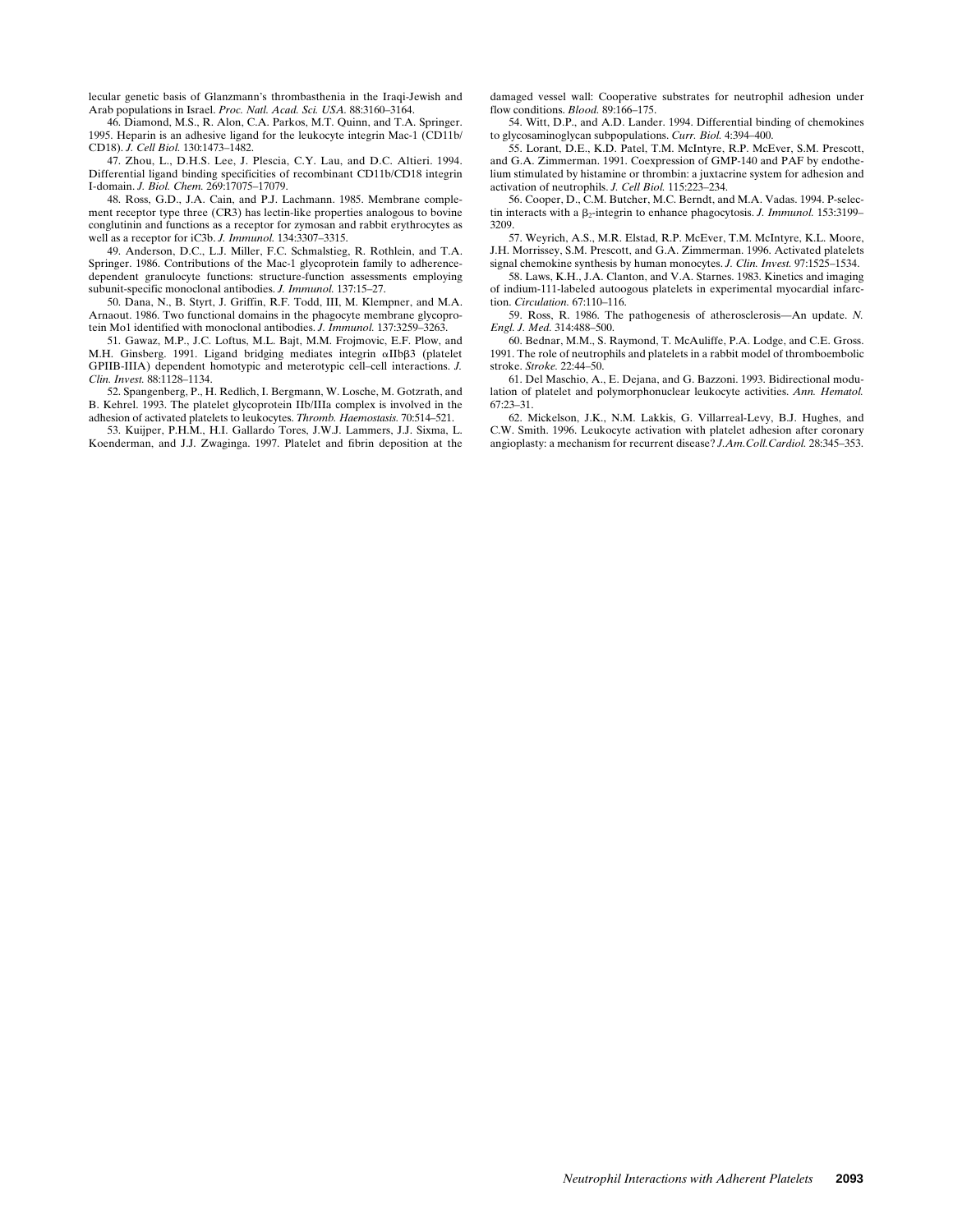lecular genetic basis of Glanzmann's thrombasthenia in the Iraqi-Jewish and Arab populations in Israel. *Proc. Natl. Acad. Sci. USA.* 88:3160–3164.

46. Diamond, M.S., R. Alon, C.A. Parkos, M.T. Quinn, and T.A. Springer. 1995. Heparin is an adhesive ligand for the leukocyte integrin Mac-1 (CD11b/CD18). *J. Cell Biol.* 130:1473–1482.

47. Zhou, L., D.H.S. Lee, J. Plescia, C.Y. Lau, and D.C. Altieri. 1994. Differential ligand binding specificities of recombinant CD11b/CD18 integrin I-domain. *J. Biol. Chem.* 269:17075–17079.

48. Ross, G.D., J.A. Cain, and P.J. Lachmann. 1985. Membrane complement receptor type three (CR3) has lectin-like properties analogous to bovine conglutinin and functions as a receptor for zymosan and rabbit erythrocytes as well as a receptor for iC3b. *J. Immunol.* 134:3307–3315.

49. Anderson, D.C., L.J. Miller, F.C. Schmalstieg, R. Rothlein, and T.A. Springer. 1986. Contributions of the Mac-1 glycoprotein family to adherence-dependent granulocyte functions: structure-function assessments employing subunit-specific monoclonal antibodies. *J. Immunol.* 137:15–27.

50. Dana, N., B. Styrt, J. Griffin, R.F. Todd, III, M. Klempner, and M.A. Arnaout. 1986. Two functional domains in the phagocyte membrane glycoprotein Mo1 identified with monoclonal antibodies. *J. Immunol.* 137:3259–3263.

51. Gawaz, M.P., J.C. Loftus, M.L. Bajt, M.M. Frojmovic, E.F. Plow, and M.H. Ginsberg. 1991. Ligand bridging mediates integrin αIIbβ3 (platelet GPIIB-IIIA) dependent homotypic and meterotypic cell–cell interactions. *J. Clin. Invest.* 88:1128–1134.

52. Spangenberg, P., H. Redlich, I. Bergmann, W. Losche, M. Gotzrath, and B. Kehrel. 1993. The platelet glycoprotein IIb/IIIa complex is involved in the adhesion of activated platelets to leukocytes. *Thromb. Haemostasis.* 70:514–521.

53. Kuijper, P.H.M., H.I. Gallardo Tores, J.W.J. Lammers, J.J. Sixma, L. Koenderman, and J.J. Zwaginga. 1997. Platelet and fibrin deposition at the damaged vessel wall: Cooperative substrates for neutrophil adhesion under flow conditions. *Blood.* 89:166–175.

54. Witt, D.P., and A.D. Lander. 1994. Differential binding of chemokines to glycosaminoglycan subpopulations. *Curr. Biol.* 4:394–400.

55. Lorant, D.E., K.D. Patel, T.M. McIntyre, R.P. McEver, S.M. Prescott, and G.A. Zimmerman. 1991. Coexpression of GMP-140 and PAF by endothelium stimulated by histamine or thrombin: a juxtacrine system for adhesion and activation of neutrophils. *J. Cell Biol.* 115:223–234.

56. Cooper, D., C.M. Butcher, M.C. Berndt, and M.A. Vadas. 1994. P-selectin interacts with a $\beta_2$-integrin to enhance phagocytosis. *J. Immunol.* 153:3199–3209.

57. Weyrich, A.S., M.R. Elstad, R.P. McEver, T.M. McIntyre, K.L. Moore, J.H. Morrissey, S.M. Prescott, and G.A. Zimmerman. 1996. Activated platelets signal chemokine synthesis by human monocytes. *J. Clin. Invest.* 97:1525–1534.

58. Laws, K.H., J.A. Clanton, and V.A. Starnes. 1983. Kinetics and imaging of indium-111-labeled autoogous platelets in experimental myocardial infarction. *Circulation.* 67:110–116.

59. Ross, R. 1986. The pathogenesis of atherosclerosis—An update. *N. Engl. J. Med.* 314:488–500.

60. Bednar, M.M., S. Raymond, T. McAuliffe, P.A. Lodge, and C.E. Gross. 1991. The role of neutrophils and platelets in a rabbit model of thromboembolic stroke. *Stroke.* 22:44–50.

61. Del Maschio, A., E. Dejana, and G. Bazzoni. 1993. Bidirectional modulation of platelet and polymorphonuclear leukocyte activities. *Ann. Hematol.* 67:23–31.

62. Mickelson, J.K., N.M. Lakkis, G. Villarreal-Levy, B.J. Hughes, and C.W. Smith. 1996. Leukocyte activation with platelet adhesion after coronary angioplasty: a mechanism for recurrent disease? *J.Am.Coll.Cardiol.* 28:345–353.